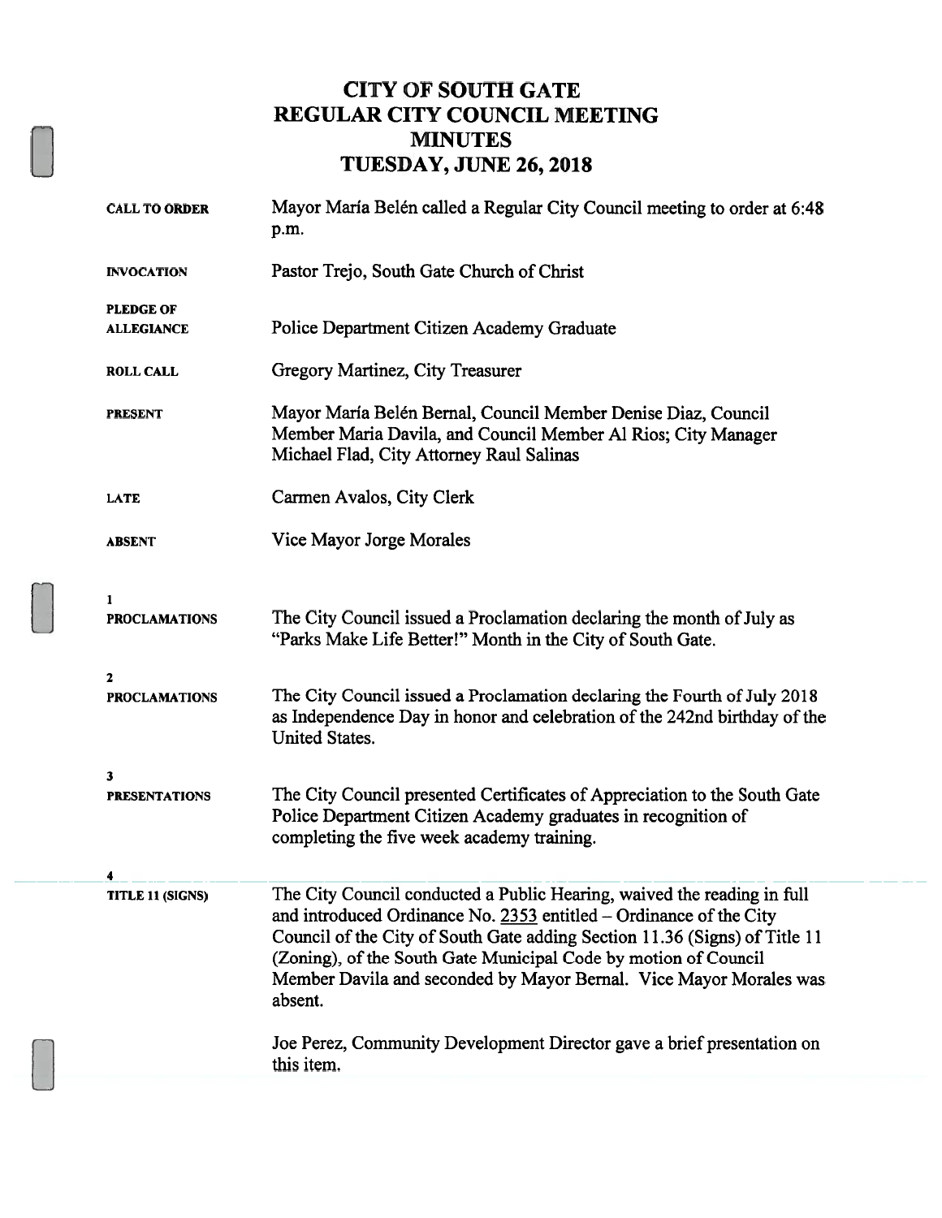# CITY OF SOUTH GATE
# REGULAR CITY COUNCIL MEETING
# MINUTES
# TUESDAY, JUNE 26, 2018

| | |
|---|---|
| **CALL TO ORDER** | Mayor María Belén called a Regular City Council meeting to order at 6:48 p.m. |
| **INVOCATION** | Pastor Trejo, South Gate Church of Christ |
| **PLEDGE OF ALLEGIANCE** | Police Department Citizen Academy Graduate |
| **ROLL CALL** | Gregory Martinez, City Treasurer |
| **PRESENT** | Mayor María Belén Bernal, Council Member Denise Diaz, Council Member Maria Davila, and Council Member Al Rios; City Manager Michael Flad, City Attorney Raul Salinas |
| **LATE** | Carmen Avalos, City Clerk |
| **ABSENT** | Vice Mayor Jorge Morales |

**1**
**PROCLAMATIONS**

The City Council issued a Proclamation declaring the month of July as "Parks Make Life Better!" Month in the City of South Gate.

**2**
**PROCLAMATIONS**

The City Council issued a Proclamation declaring the Fourth of July 2018 as Independence Day in honor and celebration of the 242nd birthday of the United States.

**3**
**PRESENTATIONS**

The City Council presented Certificates of Appreciation to the South Gate Police Department Citizen Academy graduates in recognition of completing the five week academy training.

**4**
**TITLE 11 (SIGNS)**

The City Council conducted a Public Hearing, waived the reading in full and introduced Ordinance No. 2353 entitled – Ordinance of the City Council of the City of South Gate adding Section 11.36 (Signs) of Title 11 (Zoning), of the South Gate Municipal Code by motion of Council Member Davila and seconded by Mayor Bernal. Vice Mayor Morales was absent.

Joe Perez, Community Development Director gave a brief presentation on this item.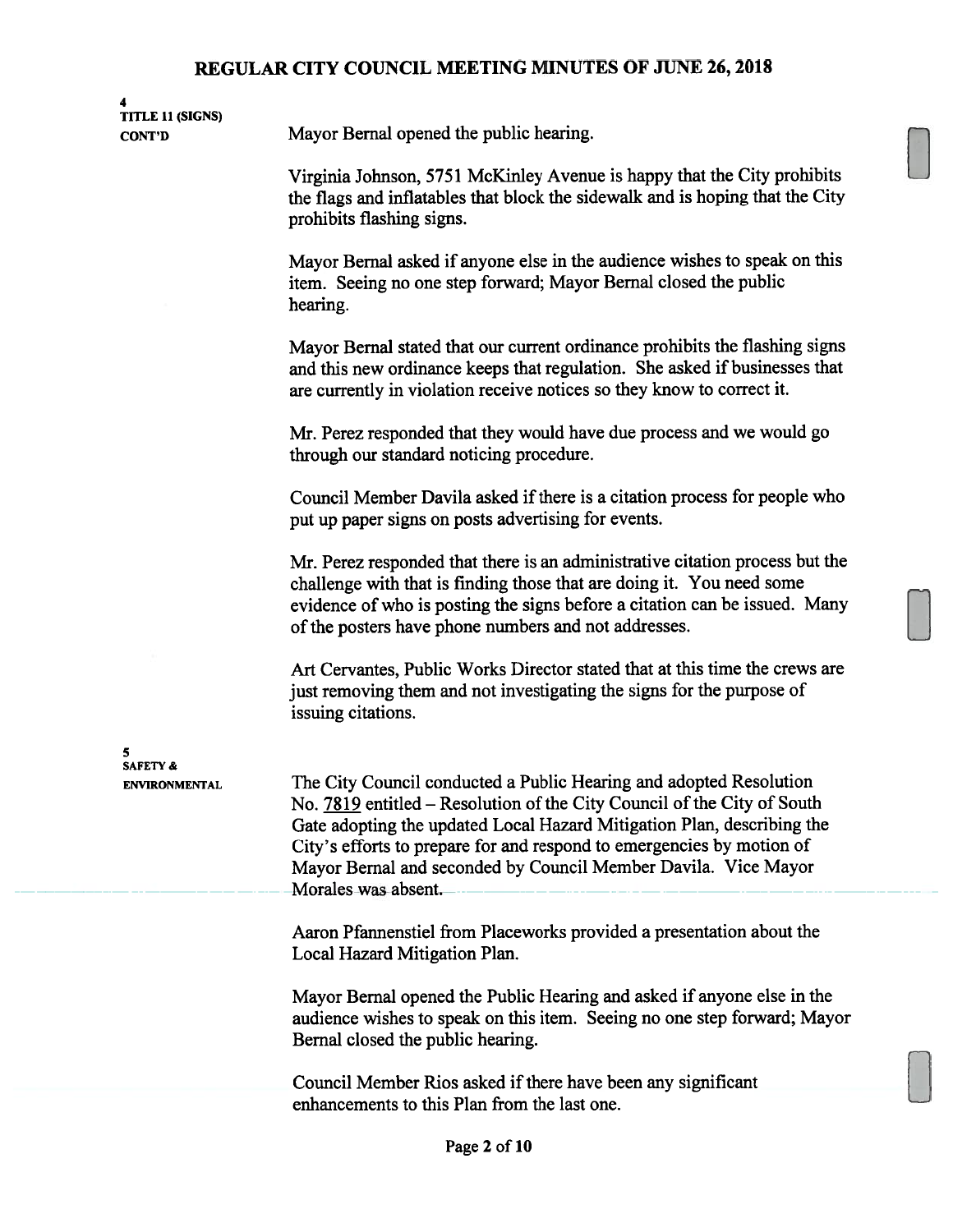**4**
**TITLE 11 (SIGNS)**
**CONT'D**

Mayor Bernal opened the public hearing.

Virginia Johnson, 5751 McKinley Avenue is happy that the City prohibits the flags and inflatables that block the sidewalk and is hoping that the City prohibits flashing signs.

Mayor Bernal asked if anyone else in the audience wishes to speak on this item. Seeing no one step forward; Mayor Bernal closed the public hearing.

Mayor Bernal stated that our current ordinance prohibits the flashing signs and this new ordinance keeps that regulation. She asked if businesses that are currently in violation receive notices so they know to correct it.

Mr. Perez responded that they would have due process and we would go through our standard noticing procedure.

Council Member Davila asked if there is a citation process for people who put up paper signs on posts advertising for events.

Mr. Perez responded that there is an administrative citation process but the challenge with that is finding those that are doing it. You need some evidence of who is posting the signs before a citation can be issued. Many of the posters have phone numbers and not addresses.

Art Cervantes, Public Works Director stated that at this time the crews are just removing them and not investigating the signs for the purpose of issuing citations.

**5**
**SAFETY &**
**ENVIRONMENTAL**

The City Council conducted a Public Hearing and adopted Resolution No. 7819 entitled – Resolution of the City Council of the City of South Gate adopting the updated Local Hazard Mitigation Plan, describing the City's efforts to prepare for and respond to emergencies by motion of Mayor Bernal and seconded by Council Member Davila. Vice Mayor Morales was absent.

Aaron Pfannenstiel from Placeworks provided a presentation about the Local Hazard Mitigation Plan.

Mayor Bernal opened the Public Hearing and asked if anyone else in the audience wishes to speak on this item. Seeing no one step forward; Mayor Bernal closed the public hearing.

Council Member Rios asked if there have been any significant enhancements to this Plan from the last one.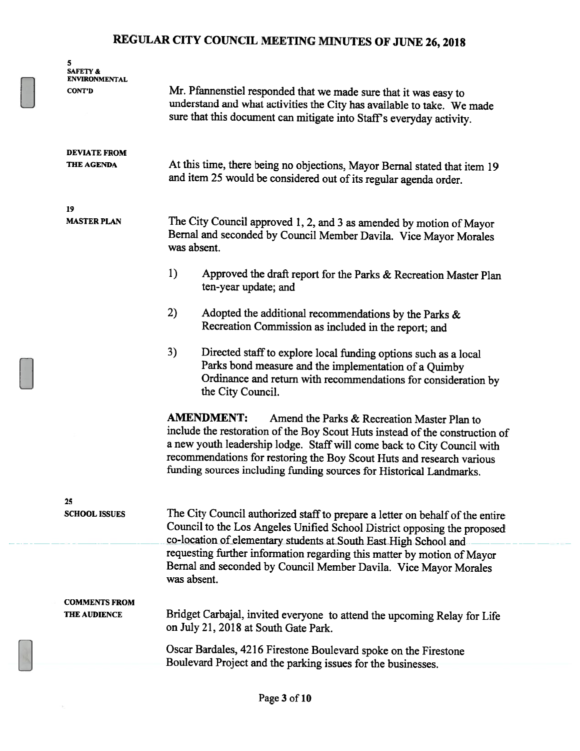# REGULAR CITY COUNCIL MEETING MINUTES OF JUNE 26, 2018

**5**
**SAFETY & ENVIRONMENTAL**
**CONT'D**

Mr. Pfannenstiel responded that we made sure that it was easy to understand and what activities the City has available to take. We made sure that this document can mitigate into Staff's everyday activity.

**DEVIATE FROM THE AGENDA**

At this time, there being no objections, Mayor Bernal stated that item 19 and item 25 would be considered out of its regular agenda order.

**19**
**MASTER PLAN**

The City Council approved 1, 2, and 3 as amended by motion of Mayor Bernal and seconded by Council Member Davila. Vice Mayor Morales was absent.

1) Approved the draft report for the Parks & Recreation Master Plan ten-year update; and

2) Adopted the additional recommendations by the Parks & Recreation Commission as included in the report; and

3) Directed staff to explore local funding options such as a local Parks bond measure and the implementation of a Quimby Ordinance and return with recommendations for consideration by the City Council.

**AMENDMENT:** Amend the Parks & Recreation Master Plan to include the restoration of the Boy Scout Huts instead of the construction of a new youth leadership lodge. Staff will come back to City Council with recommendations for restoring the Boy Scout Huts and research various funding sources including funding sources for Historical Landmarks.

**25**
**SCHOOL ISSUES**

The City Council authorized staff to prepare a letter on behalf of the entire Council to the Los Angeles Unified School District opposing the proposed co-location of elementary students at South East High School and requesting further information regarding this matter by motion of Mayor Bernal and seconded by Council Member Davila. Vice Mayor Morales was absent.

**COMMENTS FROM THE AUDIENCE**

Bridget Carbajal, invited everyone to attend the upcoming Relay for Life on July 21, 2018 at South Gate Park.

Oscar Bardales, 4216 Firestone Boulevard spoke on the Firestone Boulevard Project and the parking issues for the businesses.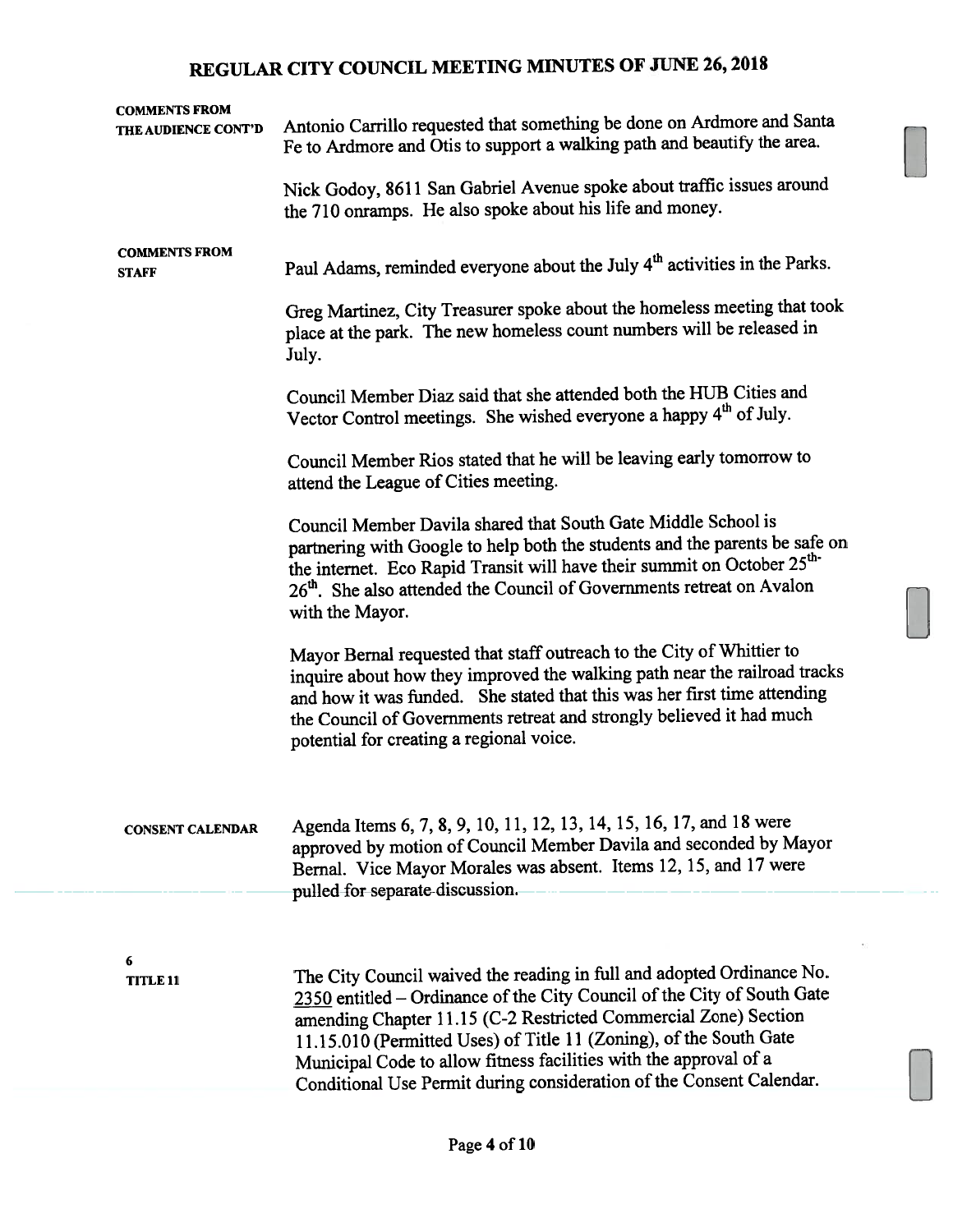# REGULAR CITY COUNCIL MEETING MINUTES OF JUNE 26, 2018

**COMMENTS FROM THE AUDIENCE CONT'D**

Antonio Carrillo requested that something be done on Ardmore and Santa Fe to Ardmore and Otis to support a walking path and beautify the area.

Nick Godoy, 8611 San Gabriel Avenue spoke about traffic issues around the 710 onramps. He also spoke about his life and money.

**COMMENTS FROM STAFF**

Paul Adams, reminded everyone about the July 4th activities in the Parks.

Greg Martinez, City Treasurer spoke about the homeless meeting that took place at the park. The new homeless count numbers will be released in July.

Council Member Diaz said that she attended both the HUB Cities and Vector Control meetings. She wished everyone a happy 4th of July.

Council Member Rios stated that he will be leaving early tomorrow to attend the League of Cities meeting.

Council Member Davila shared that South Gate Middle School is partnering with Google to help both the students and the parents be safe on the internet. Eco Rapid Transit will have their summit on October 25th-26th. She also attended the Council of Governments retreat on Avalon with the Mayor.

Mayor Bernal requested that staff outreach to the City of Whittier to inquire about how they improved the walking path near the railroad tracks and how it was funded. She stated that this was her first time attending the Council of Governments retreat and strongly believed it had much potential for creating a regional voice.

**CONSENT CALENDAR**

Agenda Items 6, 7, 8, 9, 10, 11, 12, 13, 14, 15, 16, 17, and 18 were approved by motion of Council Member Davila and seconded by Mayor Bernal. Vice Mayor Morales was absent. Items 12, 15, and 17 were pulled for separate discussion.

**6**
**TITLE 11**

The City Council waived the reading in full and adopted Ordinance No. 2350 entitled – Ordinance of the City Council of the City of South Gate amending Chapter 11.15 (C-2 Restricted Commercial Zone) Section 11.15.010 (Permitted Uses) of Title 11 (Zoning), of the South Gate Municipal Code to allow fitness facilities with the approval of a Conditional Use Permit during consideration of the Consent Calendar.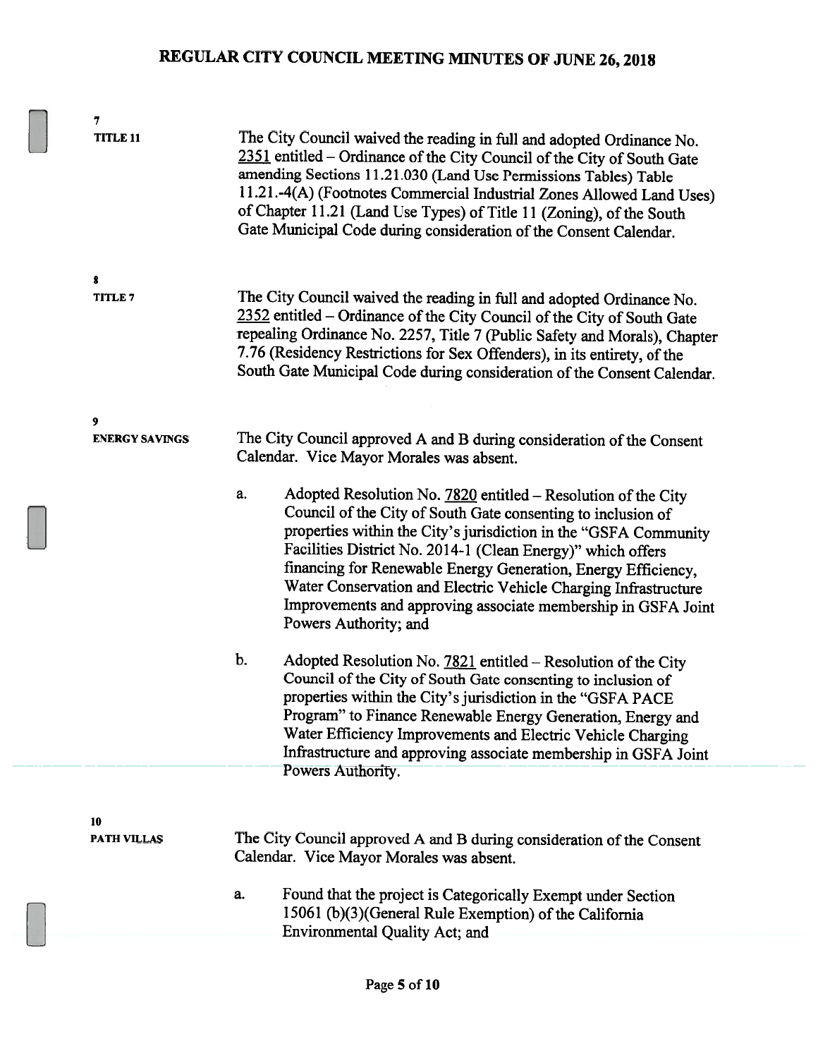**7**
**TITLE 11**

The City Council waived the reading in full and adopted Ordinance No. 2351 entitled – Ordinance of the City Council of the City of South Gate amending Sections 11.21.030 (Land Use Permissions Tables) Table 11.21.-4(A) (Footnotes Commercial Industrial Zones Allowed Land Uses) of Chapter 11.21 (Land Use Types) of Title 11 (Zoning), of the South Gate Municipal Code during consideration of the Consent Calendar.

**8**
**TITLE 7**

The City Council waived the reading in full and adopted Ordinance No. 2352 entitled – Ordinance of the City Council of the City of South Gate repealing Ordinance No. 2257, Title 7 (Public Safety and Morals), Chapter 7.76 (Residency Restrictions for Sex Offenders), in its entirety, of the South Gate Municipal Code during consideration of the Consent Calendar.

**9**
**ENERGY SAVINGS**

The City Council approved A and B during consideration of the Consent Calendar. Vice Mayor Morales was absent.

a. Adopted Resolution No. 7820 entitled – Resolution of the City Council of the City of South Gate consenting to inclusion of properties within the City's jurisdiction in the "GSFA Community Facilities District No. 2014-1 (Clean Energy)" which offers financing for Renewable Energy Generation, Energy Efficiency, Water Conservation and Electric Vehicle Charging Infrastructure Improvements and approving associate membership in GSFA Joint Powers Authority; and

b. Adopted Resolution No. 7821 entitled – Resolution of the City Council of the City of South Gate consenting to inclusion of properties within the City's jurisdiction in the "GSFA PACE Program" to Finance Renewable Energy Generation, Energy and Water Efficiency Improvements and Electric Vehicle Charging Infrastructure and approving associate membership in GSFA Joint Powers Authority.

**10**
**PATH VILLAS**

The City Council approved A and B during consideration of the Consent Calendar. Vice Mayor Morales was absent.

a. Found that the project is Categorically Exempt under Section 15061 (b)(3)(General Rule Exemption) of the California Environmental Quality Act; and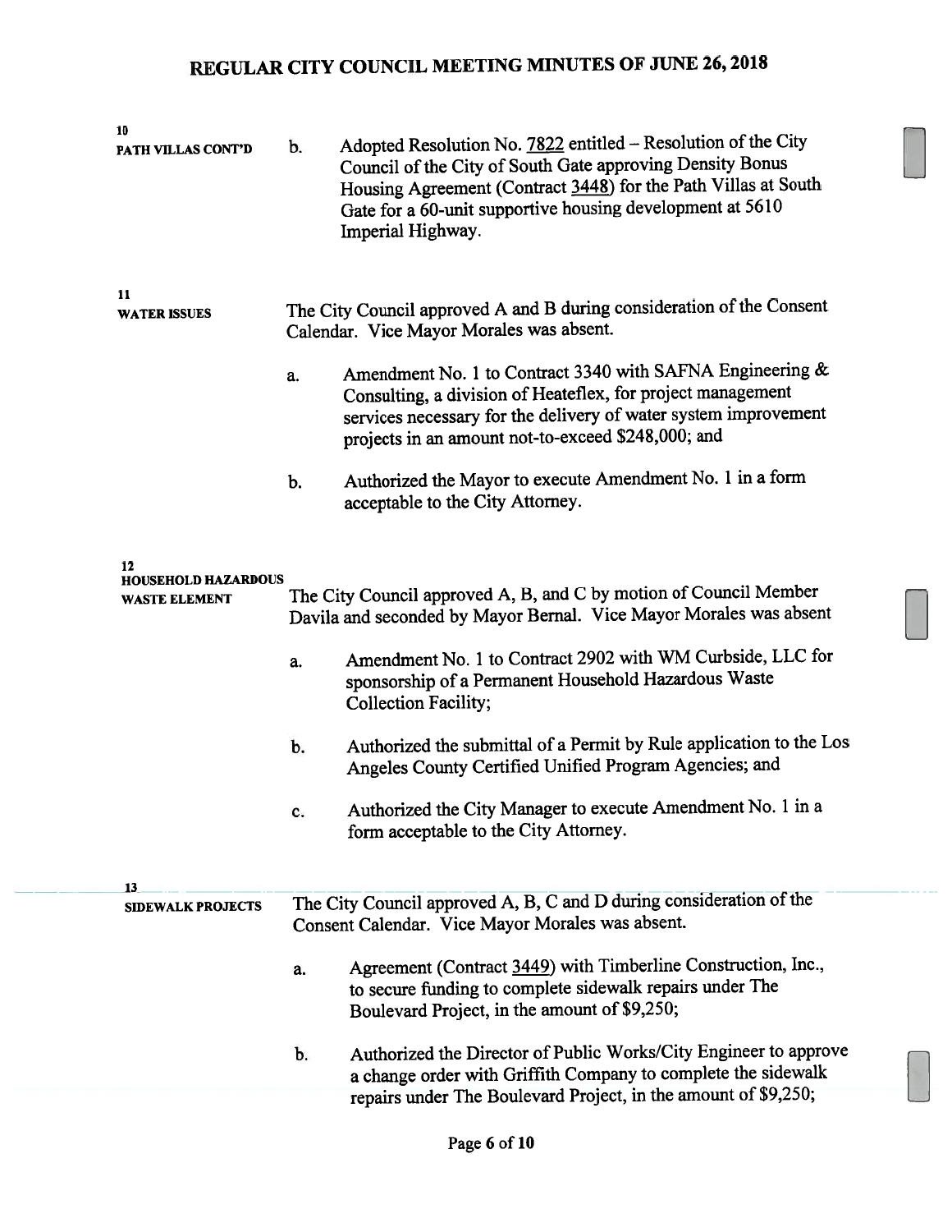**10**
**PATH VILLAS CONT'D**

b. Adopted Resolution No. 7822 entitled – Resolution of the City Council of the City of South Gate approving Density Bonus Housing Agreement (Contract 3448) for the Path Villas at South Gate for a 60-unit supportive housing development at 5610 Imperial Highway.

**11**
**WATER ISSUES**

The City Council approved A and B during consideration of the Consent Calendar. Vice Mayor Morales was absent.

a. Amendment No. 1 to Contract 3340 with SAFNA Engineering & Consulting, a division of Heateflex, for project management services necessary for the delivery of water system improvement projects in an amount not-to-exceed $248,000; and

b. Authorized the Mayor to execute Amendment No. 1 in a form acceptable to the City Attorney.

**12**
**HOUSEHOLD HAZARDOUS WASTE ELEMENT**

The City Council approved A, B, and C by motion of Council Member Davila and seconded by Mayor Bernal. Vice Mayor Morales was absent

a. Amendment No. 1 to Contract 2902 with WM Curbside, LLC for sponsorship of a Permanent Household Hazardous Waste Collection Facility;

b. Authorized the submittal of a Permit by Rule application to the Los Angeles County Certified Unified Program Agencies; and

c. Authorized the City Manager to execute Amendment No. 1 in a form acceptable to the City Attorney.

**13**
**SIDEWALK PROJECTS**

The City Council approved A, B, C and D during consideration of the Consent Calendar. Vice Mayor Morales was absent.

a. Agreement (Contract 3449) with Timberline Construction, Inc., to secure funding to complete sidewalk repairs under The Boulevard Project, in the amount of $9,250;

b. Authorized the Director of Public Works/City Engineer to approve a change order with Griffith Company to complete the sidewalk repairs under The Boulevard Project, in the amount of $9,250;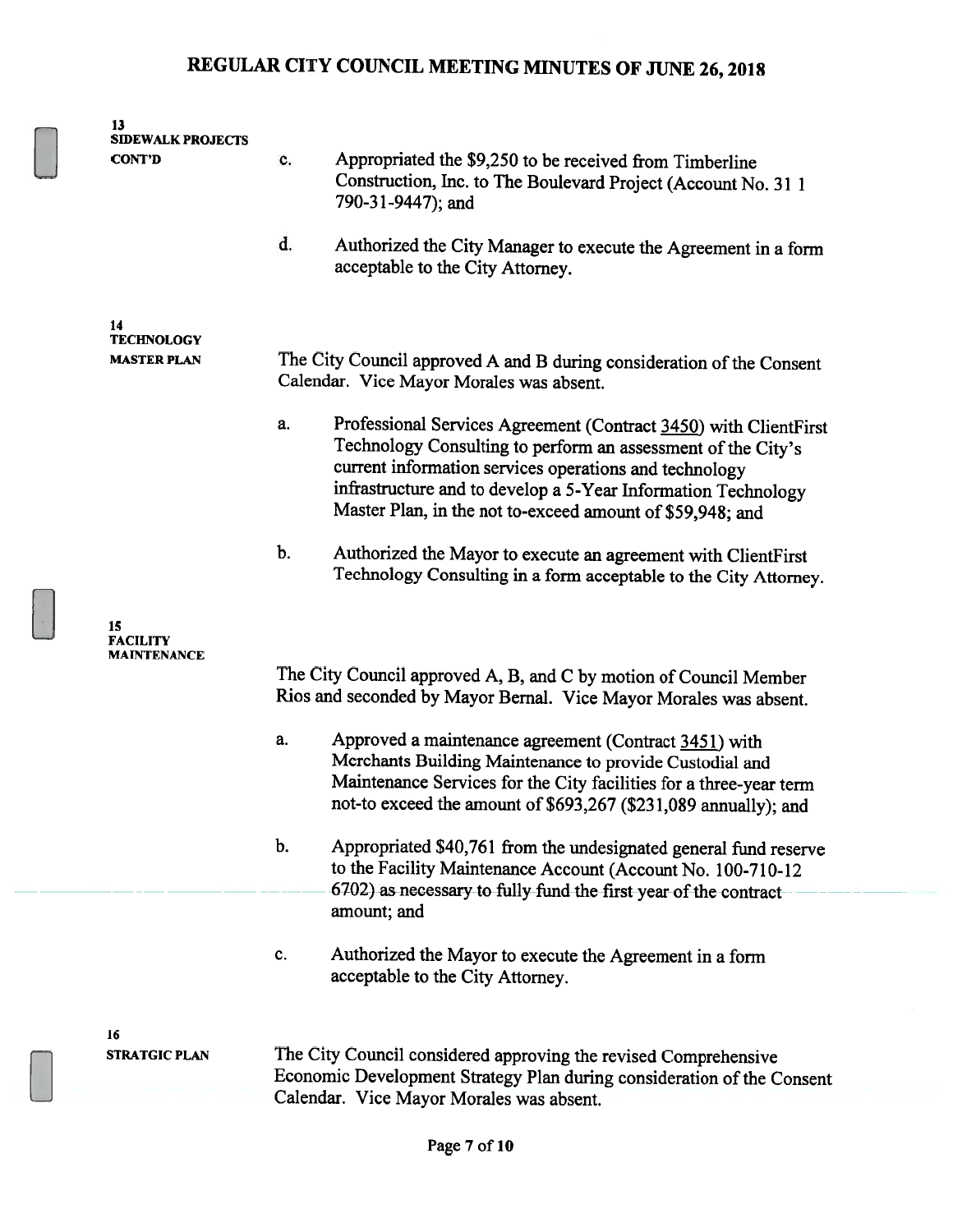# REGULAR CITY COUNCIL MEETING MINUTES OF JUNE 26, 2018

**13**
**SIDEWALK PROJECTS CONT'D**

c. Appropriated the $9,250 to be received from Timberline Construction, Inc. to The Boulevard Project (Account No. 31 1 790-31-9447); and

d. Authorized the City Manager to execute the Agreement in a form acceptable to the City Attorney.

**14**
**TECHNOLOGY MASTER PLAN**

The City Council approved A and B during consideration of the Consent Calendar. Vice Mayor Morales was absent.

a. Professional Services Agreement (Contract 3450) with ClientFirst Technology Consulting to perform an assessment of the City's current information services operations and technology infrastructure and to develop a 5-Year Information Technology Master Plan, in the not to-exceed amount of $59,948; and

b. Authorized the Mayor to execute an agreement with ClientFirst Technology Consulting in a form acceptable to the City Attorney.

**15**
**FACILITY MAINTENANCE**

The City Council approved A, B, and C by motion of Council Member Rios and seconded by Mayor Bernal. Vice Mayor Morales was absent.

a. Approved a maintenance agreement (Contract 3451) with Merchants Building Maintenance to provide Custodial and Maintenance Services for the City facilities for a three-year term not-to exceed the amount of $693,267 ($231,089 annually); and

b. Appropriated $40,761 from the undesignated general fund reserve to the Facility Maintenance Account (Account No. 100-710-12 6702) as necessary to fully fund the first year of the contract amount; and

c. Authorized the Mayor to execute the Agreement in a form acceptable to the City Attorney.

**16**
**STRATGIC PLAN**

The City Council considered approving the revised Comprehensive Economic Development Strategy Plan during consideration of the Consent Calendar. Vice Mayor Morales was absent.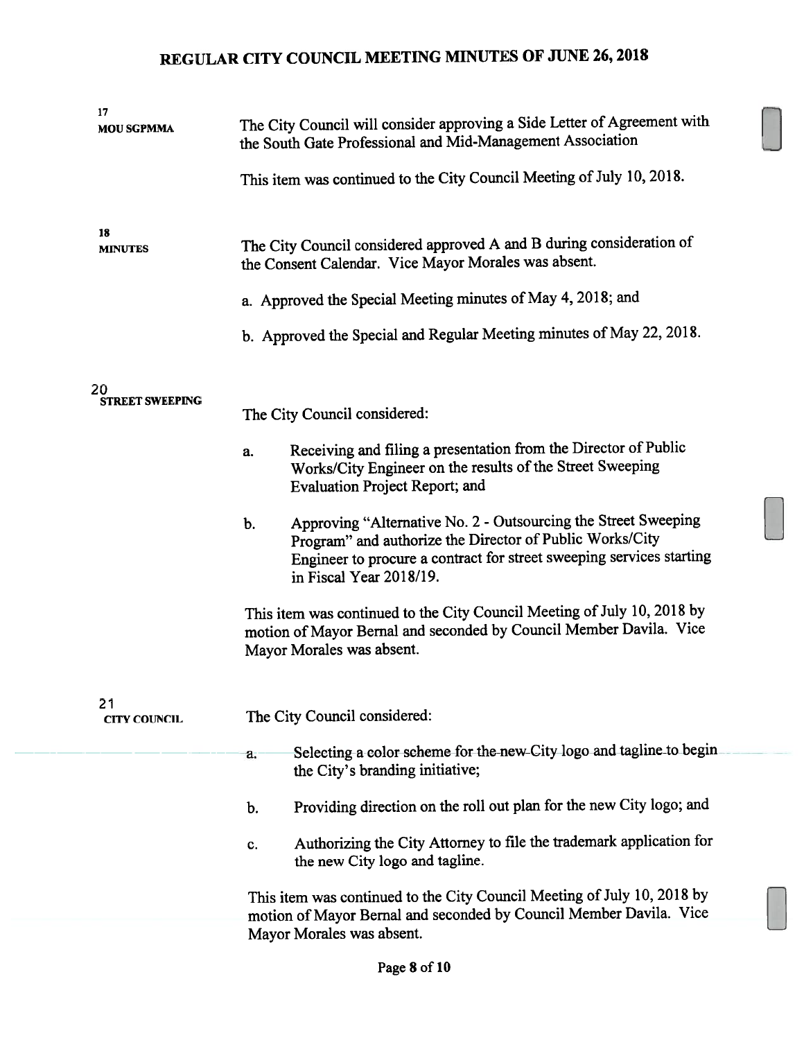# REGULAR CITY COUNCIL MEETING MINUTES OF JUNE 26, 2018

**17**
**MOU SGPMMA**

The City Council will consider approving a Side Letter of Agreement with the South Gate Professional and Mid-Management Association

This item was continued to the City Council Meeting of July 10, 2018.

**18**
**MINUTES**

The City Council considered approved A and B during consideration of the Consent Calendar. Vice Mayor Morales was absent.

a. Approved the Special Meeting minutes of May 4, 2018; and

b. Approved the Special and Regular Meeting minutes of May 22, 2018.

**20**
**STREET SWEEPING**

The City Council considered:

a. Receiving and filing a presentation from the Director of Public Works/City Engineer on the results of the Street Sweeping Evaluation Project Report; and

b. Approving "Alternative No. 2 - Outsourcing the Street Sweeping Program" and authorize the Director of Public Works/City Engineer to procure a contract for street sweeping services starting in Fiscal Year 2018/19.

This item was continued to the City Council Meeting of July 10, 2018 by motion of Mayor Bernal and seconded by Council Member Davila. Vice Mayor Morales was absent.

**21**
**CITY COUNCIL**

The City Council considered:

a. Selecting a color scheme for the new City logo and tagline to begin the City's branding initiative;

b. Providing direction on the roll out plan for the new City logo; and

c. Authorizing the City Attorney to file the trademark application for the new City logo and tagline.

This item was continued to the City Council Meeting of July 10, 2018 by motion of Mayor Bernal and seconded by Council Member Davila. Vice Mayor Morales was absent.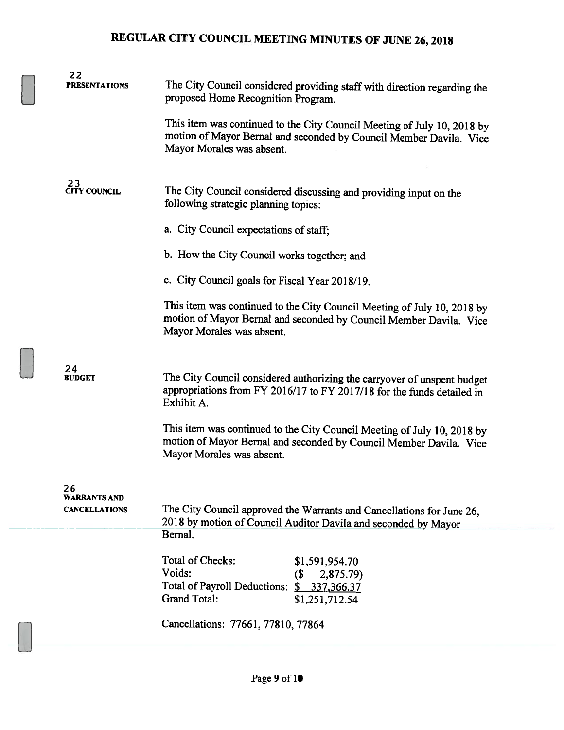# REGULAR CITY COUNCIL MEETING MINUTES OF JUNE 26, 2018

**22**
**PRESENTATIONS**

The City Council considered providing staff with direction regarding the proposed Home Recognition Program.

This item was continued to the City Council Meeting of July 10, 2018 by motion of Mayor Bernal and seconded by Council Member Davila. Vice Mayor Morales was absent.

**23**
**CITY COUNCIL**

The City Council considered discussing and providing input on the following strategic planning topics:

a. City Council expectations of staff;

b. How the City Council works together; and

c. City Council goals for Fiscal Year 2018/19.

This item was continued to the City Council Meeting of July 10, 2018 by motion of Mayor Bernal and seconded by Council Member Davila. Vice Mayor Morales was absent.

**24**
**BUDGET**

The City Council considered authorizing the carryover of unspent budget appropriations from FY 2016/17 to FY 2017/18 for the funds detailed in Exhibit A.

This item was continued to the City Council Meeting of July 10, 2018 by motion of Mayor Bernal and seconded by Council Member Davila. Vice Mayor Morales was absent.

**26**
**WARRANTS AND CANCELLATIONS**

The City Council approved the Warrants and Cancellations for June 26, 2018 by motion of Council Auditor Davila and seconded by Mayor Bernal.

| | |
|---|---|
| Total of Checks: | $1,591,954.70 |
| Voids: | ($ 2,875.79) |
| Total of Payroll Deductions: | $ 337,366.37 |
| Grand Total: | $1,251,712.54 |

Cancellations: 77661, 77810, 77864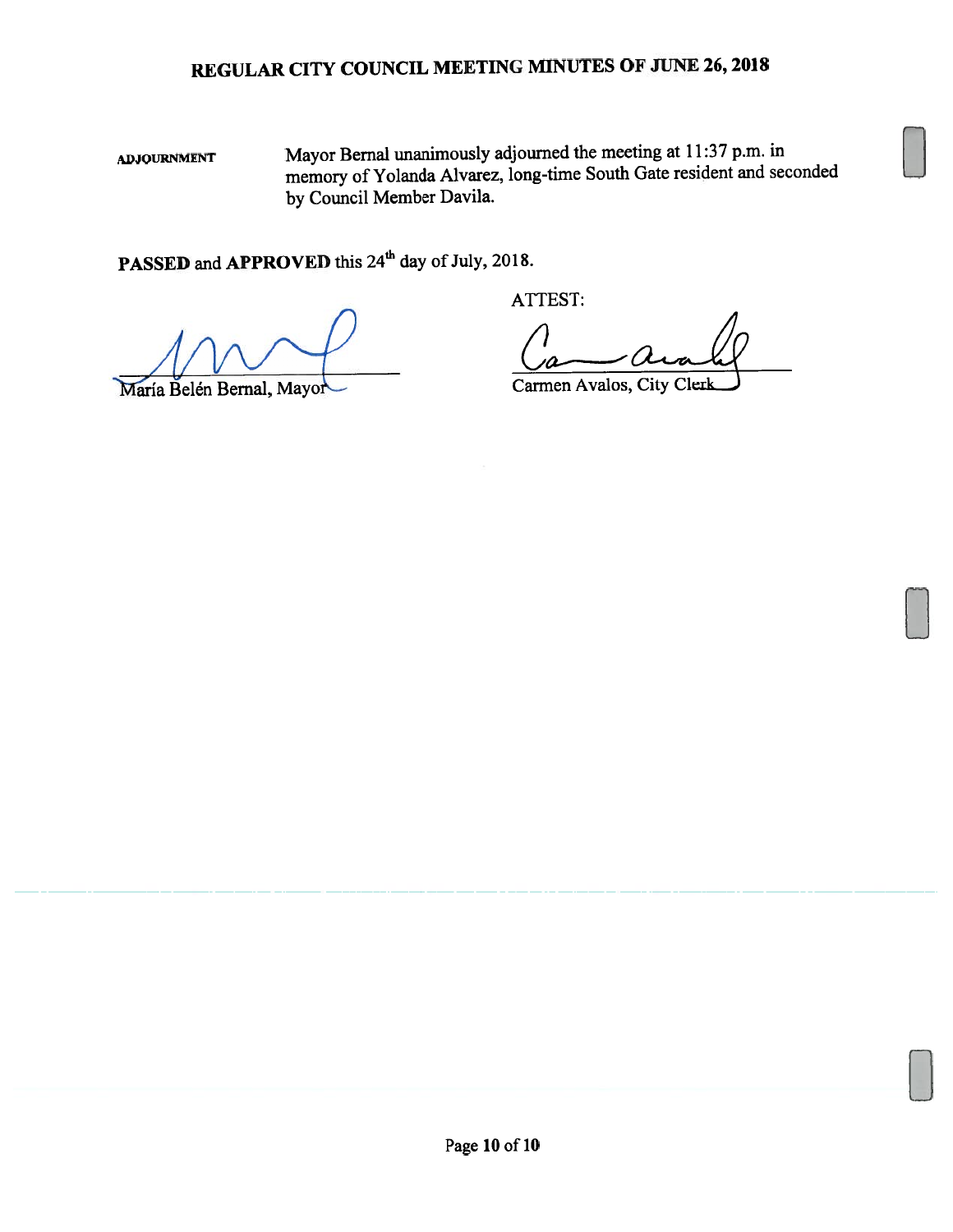ADJOURNMENT

Mayor Bernal unanimously adjourned the meeting at 11:37 p.m. in memory of Yolanda Alvarez, long-time South Gate resident and seconded by Council Member Davila.

**PASSED** and **APPROVED** this 24th day of July, 2018.

ATTEST:

María Belén Bernal, Mayor

Carmen Avalos, City Clerk